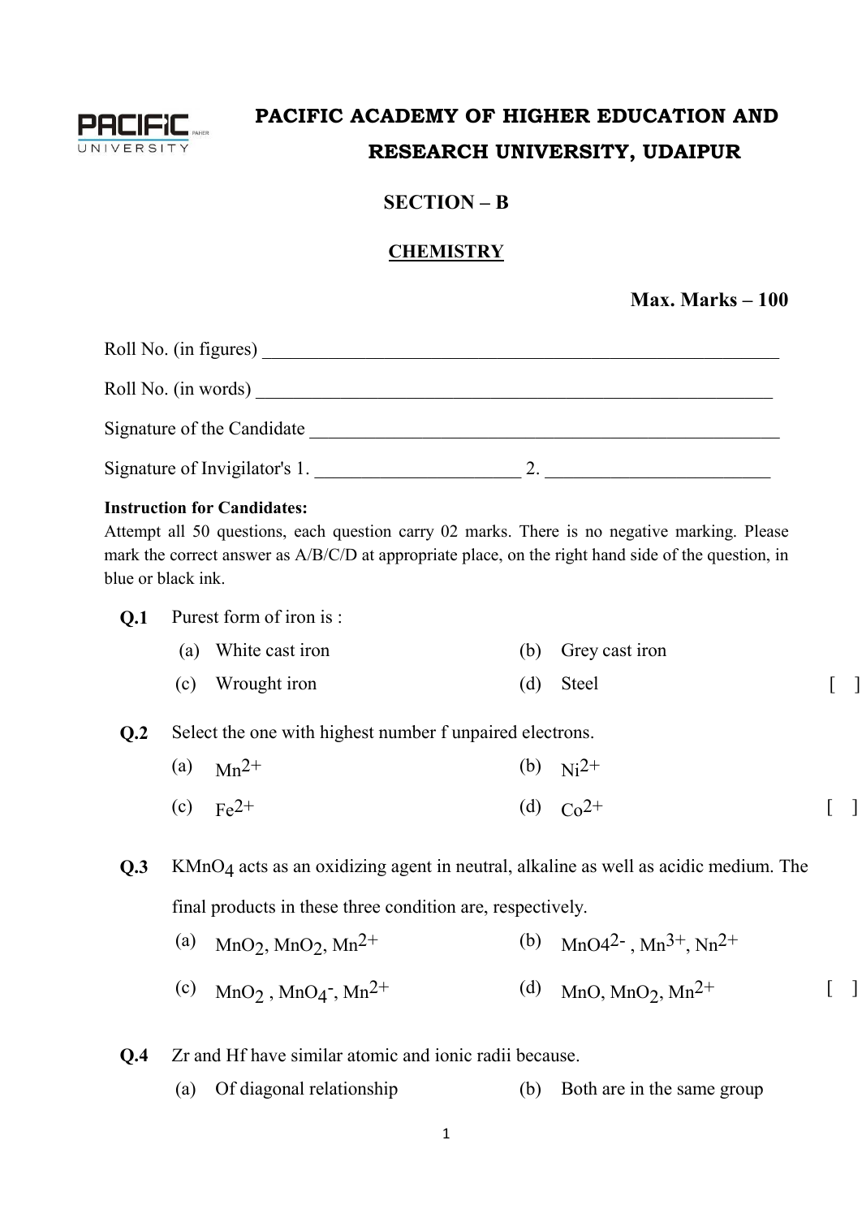# PACIFIC ACADEMY OF HIGHER EDUCATION AND RESEARCH UNIVERSITY, UDAIPUR

## SECTION – B

## CHEMISTRY

**Max. Marks – 100**

Roll No. (in figures) ____________________________________________

Roll No. (in words) ____________________________________________

Signature of the Candidate ____________________________________________

Signature of Invigilator's 1. ______________________ 2. ________________________

**Instruction for Candidates:**
Attempt all 50 questions, each question carry 02 marks. There is no negative marking. Please mark the correct answer as A/B/C/D at appropriate place, on the right hand side of the question, in blue or black ink.

**Q.1** Purest form of iron is :

(a) White cast iron (b) Grey cast iron

(c) Wrought iron (d) Steel [ ]

**Q.2** Select the one with highest number f unpaired electrons.

(a) $Mn^{2+}$ (b) $Ni^{2+}$

(c) $Fe^{2+}$ (d) $Co^{2+}$ [ ]

**Q.3** $KMnO_4$ acts as an oxidizing agent in neutral, alkaline as well as acidic medium. The final products in these three condition are, respectively.

(a) $MnO_2$, $MnO_2$, $Mn^{2+}$ (b) $MnO4^{2-}$ , $Mn^{3+}$, $Nn^{2+}$

(c) $MnO_2$ , $MnO_4^-$, $Mn^{2+}$ (d) $MnO$, $MnO_2$, $Mn^{2+}$ [ ]

**Q.4** Zr and Hf have similar atomic and ionic radii because.

(a) Of diagonal relationship (b) Both are in the same group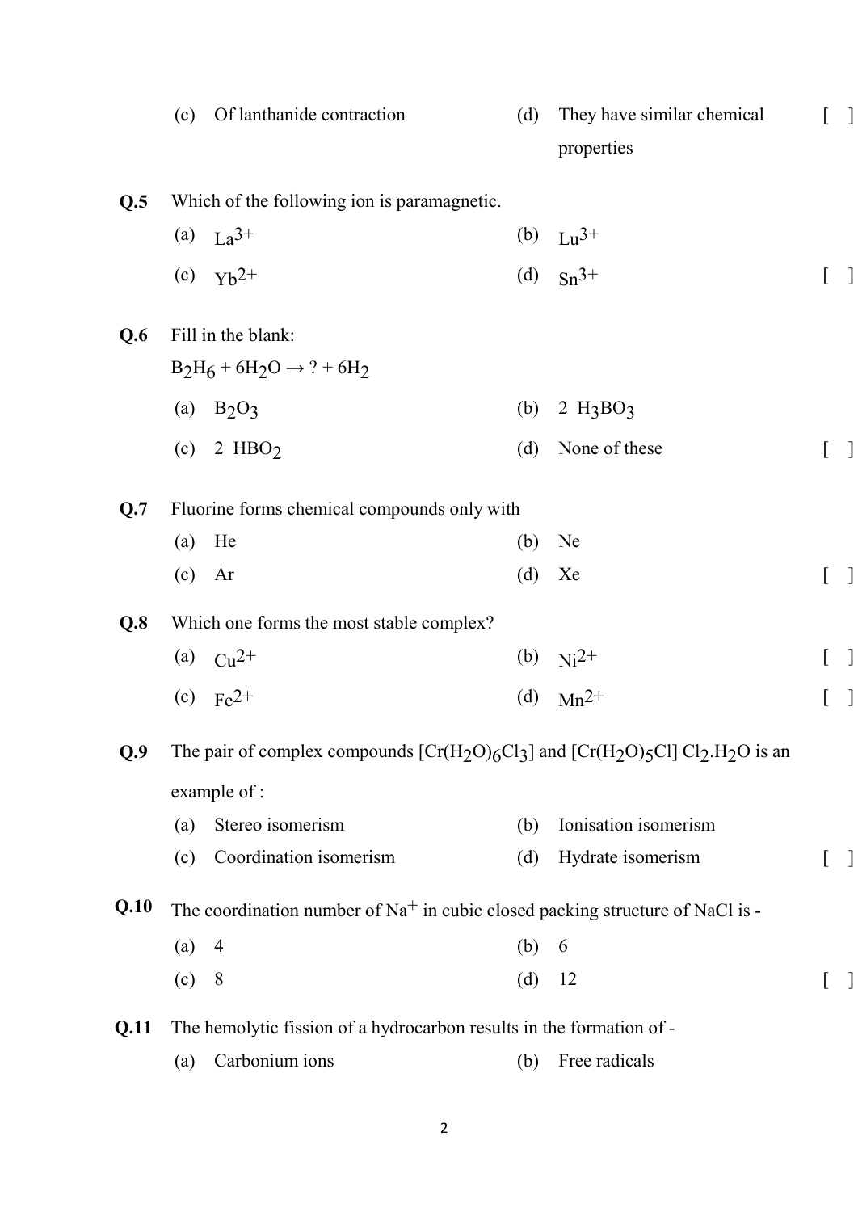(c) Of lanthanide contraction (d) They have similar chemical properties [ ]

**Q.5** Which of the following ion is paramagnetic.

(a) $La^{3+}$ (b) $Lu^{3+}$

(c) $Yb^{2+}$ (d) $Sn^{3+}$ [ ]

**Q.6** Fill in the blank:

$B_2H_6 + 6H_2O \rightarrow ? + 6H_2$

(a) $B_2O_3$ (b) 2 $H_3BO_3$

(c) 2 $HBO_2$ (d) None of these [ ]

**Q.7** Fluorine forms chemical compounds only with

(a) He (b) Ne

(c) Ar (d) Xe [ ]

**Q.8** Which one forms the most stable complex?

(a) $Cu^{2+}$ (b) $Ni^{2+}$ [ ]

(c) $Fe^{2+}$ (d) $Mn^{2+}$ [ ]

**Q.9** The pair of complex compounds $[Cr(H_2O)_6Cl_3]$ and $[Cr(H_2O)_5Cl]\ Cl_2.H_2O$ is an example of :

(a) Stereo isomerism (b) Ionisation isomerism

(c) Coordination isomerism (d) Hydrate isomerism [ ]

**Q.10** The coordination number of $Na^+$ in cubic closed packing structure of NaCl is -

(a) 4 (b) 6

(c) 8 (d) 12 [ ]

**Q.11** The hemolytic fission of a hydrocarbon results in the formation of -

(a) Carbonium ions (b) Free radicals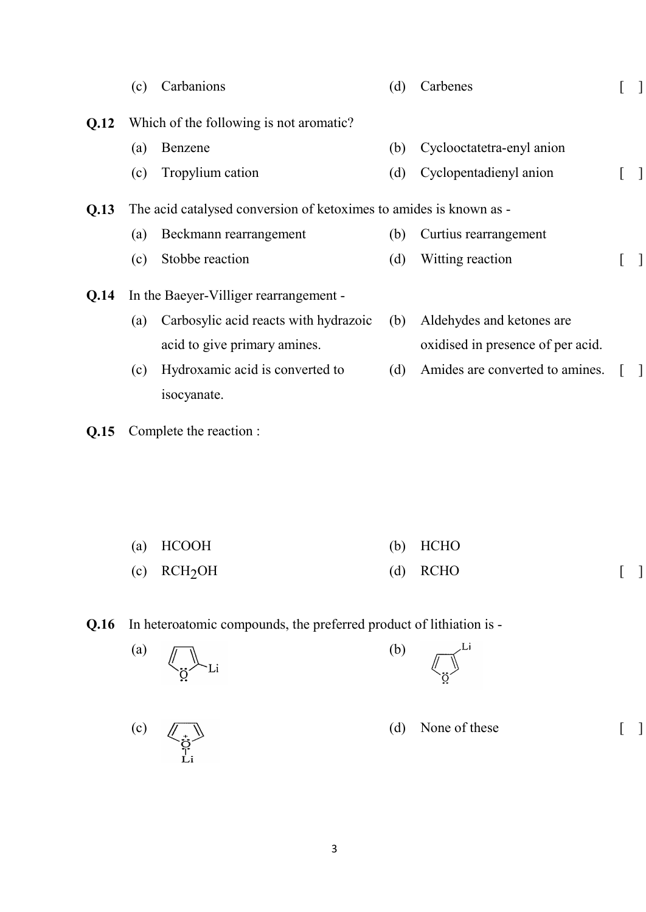(c) Carbanions (d) Carbenes [ ]

**Q.12** Which of the following is not aromatic?

(a) Benzene (b) Cyclooctatetra-enyl anion

(c) Tropylium cation (d) Cyclopentadienyl anion [ ]

**Q.13** The acid catalysed conversion of ketoximes to amides is known as -

(a) Beckmann rearrangement (b) Curtius rearrangement

(c) Stobbe reaction (d) Witting reaction [ ]

**Q.14** In the Baeyer-Villiger rearrangement -

(a) Carbosylic acid reacts with hydrazoic acid to give primary amines.

(b) Aldehydes and ketones are oxidised in presence of per acid.

(c) Hydroxamic acid is converted to isocyanate.

(d) Amides are converted to amines. [ ]

**Q.15** Complete the reaction :

(a) HCOOH (b) HCHO

(c) $RCH_2OH$ (d) RCHO [ ]

**Q.16** In heteroatomic compounds, the preferred product of lithiation is -

(a) Furan with Li at the 2-position (b) Furan with Li at the 3-position

(c) Furan with Li on the oxygen ($\overset{+}{O}$–Li) (d) None of these [ ]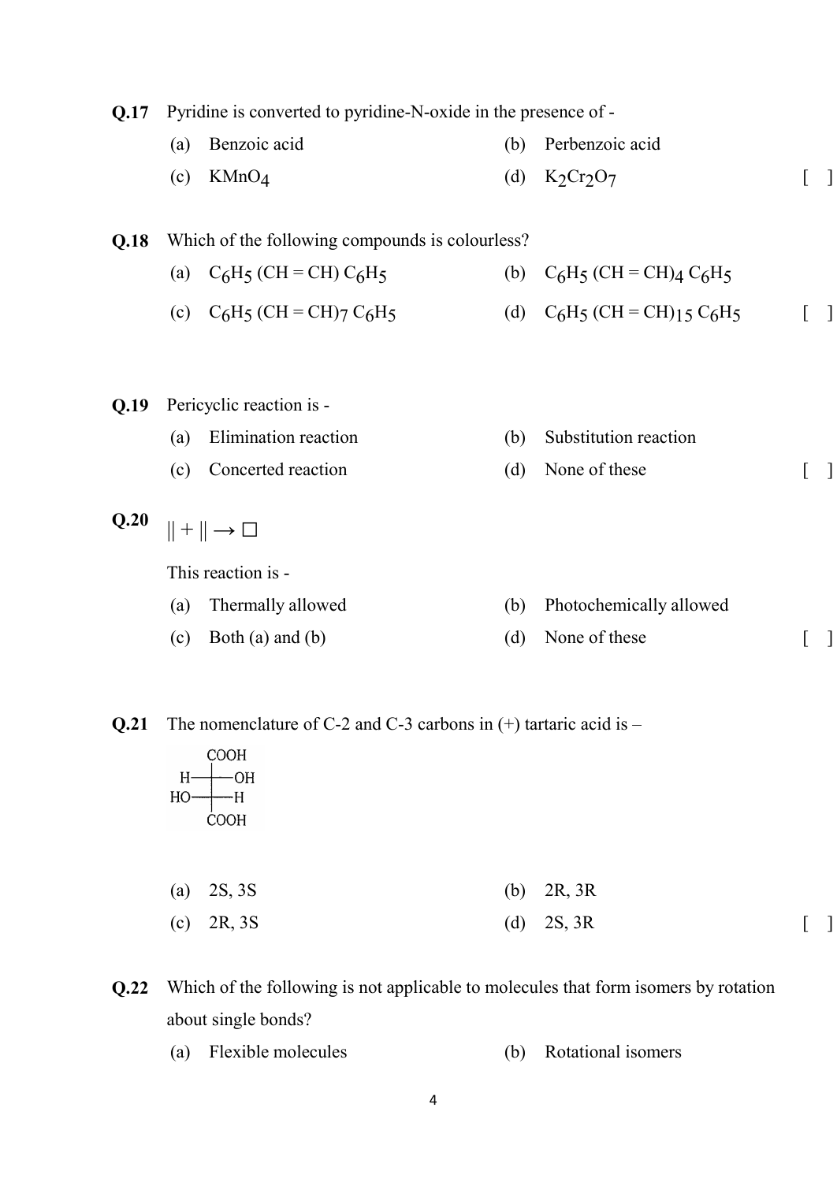**Q.17** Pyridine is converted to pyridine-N-oxide in the presence of -

(a) Benzoic acid (b) Perbenzoic acid

(c) $KMnO_4$ (d) $K_2Cr_2O_7$ [ ]

**Q.18** Which of the following compounds is colourless?

(a) $C_6H_5\,(CH = CH)\,C_6H_5$ (b) $C_6H_5\,(CH = CH)_4\,C_6H_5$

(c) $C_6H_5\,(CH = CH)_7\,C_6H_5$ (d) $C_6H_5\,(CH = CH)_{15}\,C_6H_5$ [ ]

**Q.19** Pericyclic reaction is -

(a) Elimination reaction (b) Substitution reaction

(c) Concerted reaction (d) None of these [ ]

**Q.20** $\| + \| \rightarrow \square$

This reaction is -

(a) Thermally allowed (b) Photochemically allowed

(c) Both (a) and (b) (d) None of these [ ]

**Q.21** The nomenclature of C-2 and C-3 carbons in (+) tartaric acid is –

```
      COOH
  H ───┼─── OH
 HO ───┼─── H
      COOH
```

(a) 2S, 3S (b) 2R, 3R

(c) 2R, 3S (d) 2S, 3R [ ]

**Q.22** Which of the following is not applicable to molecules that form isomers by rotation about single bonds?

(a) Flexible molecules (b) Rotational isomers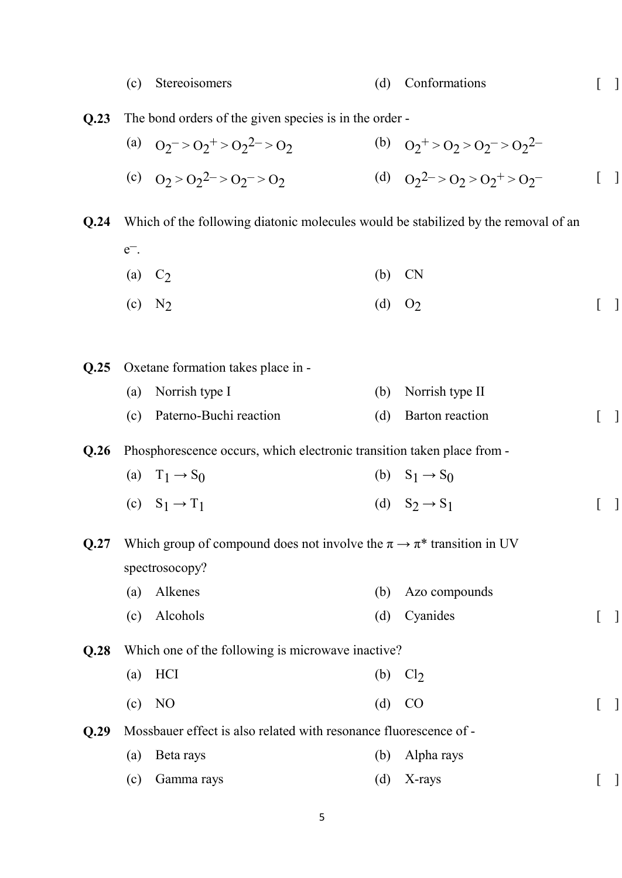(c) Stereoisomers (d) Conformations [ ]

**Q.23** The bond orders of the given species is in the order -

(a) $O_2^- > O_2^+ > O_2^{2-} > O_2$ (b) $O_2^+ > O_2 > O_2^- > O_2^{2-}$

(c) $O_2 > O_2^{2-} > O_2^- > O_2$ (d) $O_2^{2-} > O_2 > O_2^+ > O_2^-$ [ ]

**Q.24** Which of the following diatonic molecules would be stabilized by the removal of an $e^-$.

(a) $C_2$ (b) CN

(c) $N_2$ (d) $O_2$ [ ]

**Q.25** Oxetane formation takes place in -

(a) Norrish type I (b) Norrish type II

(c) Paterno-Buchi reaction (d) Barton reaction [ ]

**Q.26** Phosphorescence occurs, which electronic transition taken place from -

(a) $T_1 \rightarrow S_0$ (b) $S_1 \rightarrow S_0$

(c) $S_1 \rightarrow T_1$ (d) $S_2 \rightarrow S_1$ [ ]

**Q.27** Which group of compound does not involve the $\pi \rightarrow \pi^*$ transition in UV spectrosocopy?

(a) Alkenes (b) Azo compounds

(c) Alcohols (d) Cyanides [ ]

**Q.28** Which one of the following is microwave inactive?

(a) HCI (b) $Cl_2$

(c) NO (d) CO [ ]

**Q.29** Mossbauer effect is also related with resonance fluorescence of -

(a) Beta rays (b) Alpha rays

(c) Gamma rays (d) X-rays [ ]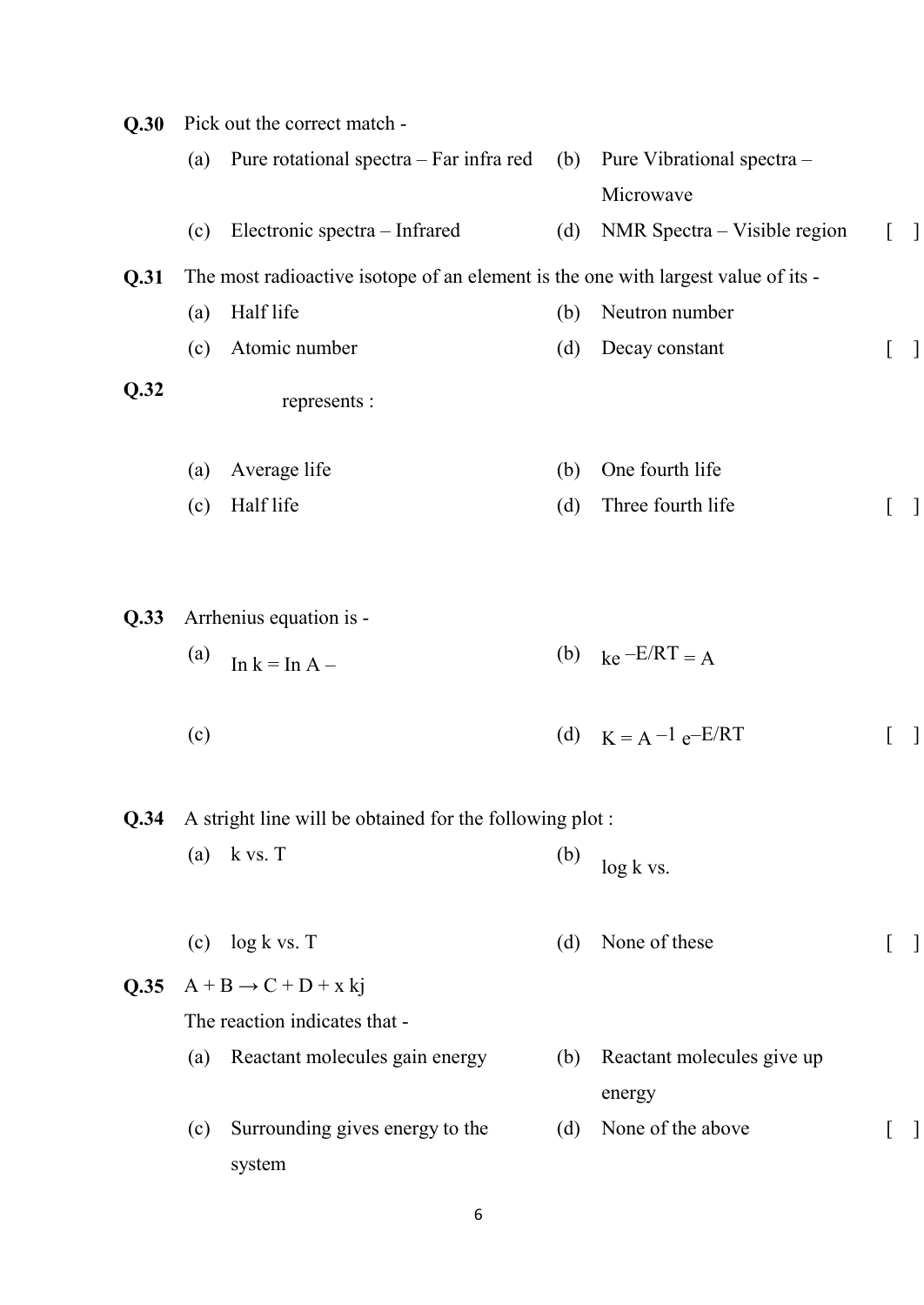**Q.30** Pick out the correct match -

(a) Pure rotational spectra – Far infra red
(b) Pure Vibrational spectra – Microwave
(c) Electronic spectra – Infrared
(d) NMR Spectra – Visible region [ ]

**Q.31** The most radioactive isotope of an element is the one with largest value of its -

(a) Half life
(b) Neutron number
(c) Atomic number
(d) Decay constant [ ]

**Q.32** represents :

(a) Average life
(b) One fourth life
(c) Half life
(d) Three fourth life [ ]

**Q.33** Arrhenius equation is -

(a) $\ln k = \ln A -$
(b) $ke^{-E/RT} = A$
(c)
(d) $K = A^{-1} e^{-E/RT}$ [ ]

**Q.34** A stright line will be obtained for the following plot :

(a) k vs. T
(b) log k vs.
(c) log k vs. T
(d) None of these [ ]

**Q.35** $A + B \rightarrow C + D + x$ kj

The reaction indicates that -

(a) Reactant molecules gain energy
(b) Reactant molecules give up energy
(c) Surrounding gives energy to the system
(d) None of the above [ ]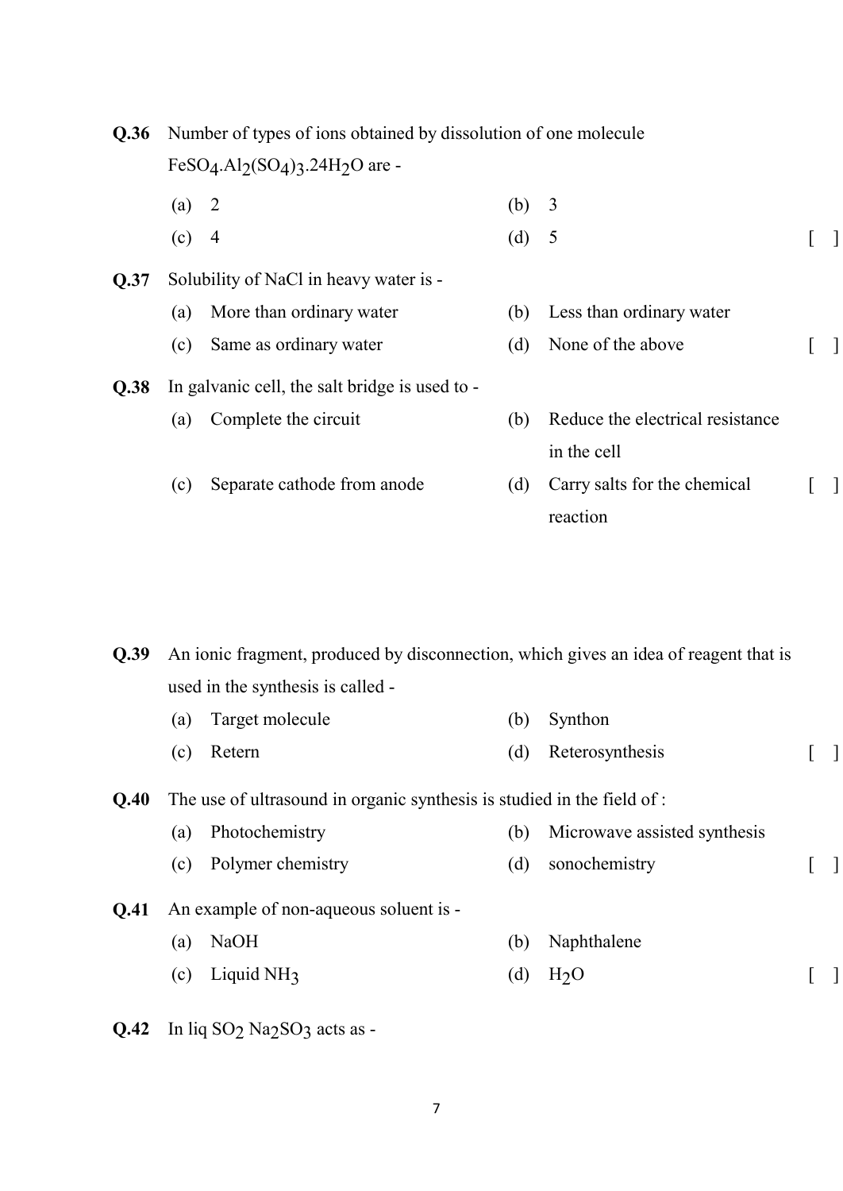**Q.36** Number of types of ions obtained by dissolution of one molecule $FeSO_4.Al_2(SO_4)_3.24H_2O$ are -

(a) 2 (b) 3

(c) 4 (d) 5 [ ]

**Q.37** Solubility of NaCl in heavy water is -

(a) More than ordinary water (b) Less than ordinary water

(c) Same as ordinary water (d) None of the above [ ]

**Q.38** In galvanic cell, the salt bridge is used to -

(a) Complete the circuit (b) Reduce the electrical resistance in the cell

(c) Separate cathode from anode (d) Carry salts for the chemical reaction [ ]

**Q.39** An ionic fragment, produced by disconnection, which gives an idea of reagent that is used in the synthesis is called -

(a) Target molecule (b) Synthon

(c) Retern (d) Reterosynthesis [ ]

**Q.40** The use of ultrasound in organic synthesis is studied in the field of :

(a) Photochemistry (b) Microwave assisted synthesis

(c) Polymer chemistry (d) sonochemistry [ ]

**Q.41** An example of non-aqueous soluent is -

(a) NaOH (b) Naphthalene

(c) Liquid $NH_3$ (d) $H_2O$ [ ]

**Q.42** In liq $SO_2$ $Na_2SO_3$ acts as -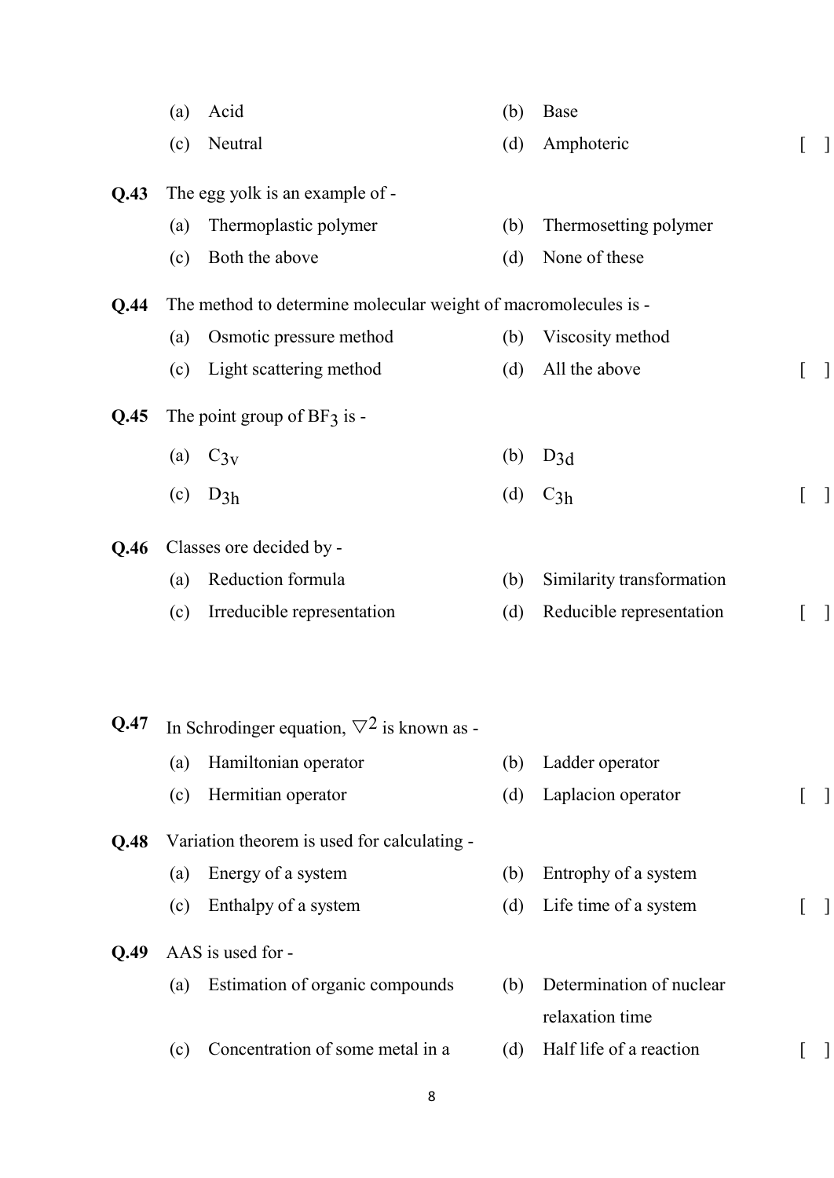(a) Acid (b) Base

(c) Neutral (d) Amphoteric [ ]

**Q.43** The egg yolk is an example of -

(a) Thermoplastic polymer (b) Thermosetting polymer

(c) Both the above (d) None of these

**Q.44** The method to determine molecular weight of macromolecules is -

(a) Osmotic pressure method (b) Viscosity method

(c) Light scattering method (d) All the above [ ]

**Q.45** The point group of $BF_3$ is -

(a) $C_{3v}$ (b) $D_{3d}$

(c) $D_{3h}$ (d) $C_{3h}$ [ ]

**Q.46** Classes ore decided by -

(a) Reduction formula (b) Similarity transformation

(c) Irreducible representation (d) Reducible representation [ ]

**Q.47** In Schrodinger equation, $\bigtriangledown^2$ is known as -

(a) Hamiltonian operator (b) Ladder operator

(c) Hermitian operator (d) Laplacion operator [ ]

**Q.48** Variation theorem is used for calculating -

(a) Energy of a system (b) Entrophy of a system

(c) Enthalpy of a system (d) Life time of a system [ ]

**Q.49** AAS is used for -

(a) Estimation of organic compounds (b) Determination of nuclear relaxation time

(c) Concentration of some metal in a (d) Half life of a reaction [ ]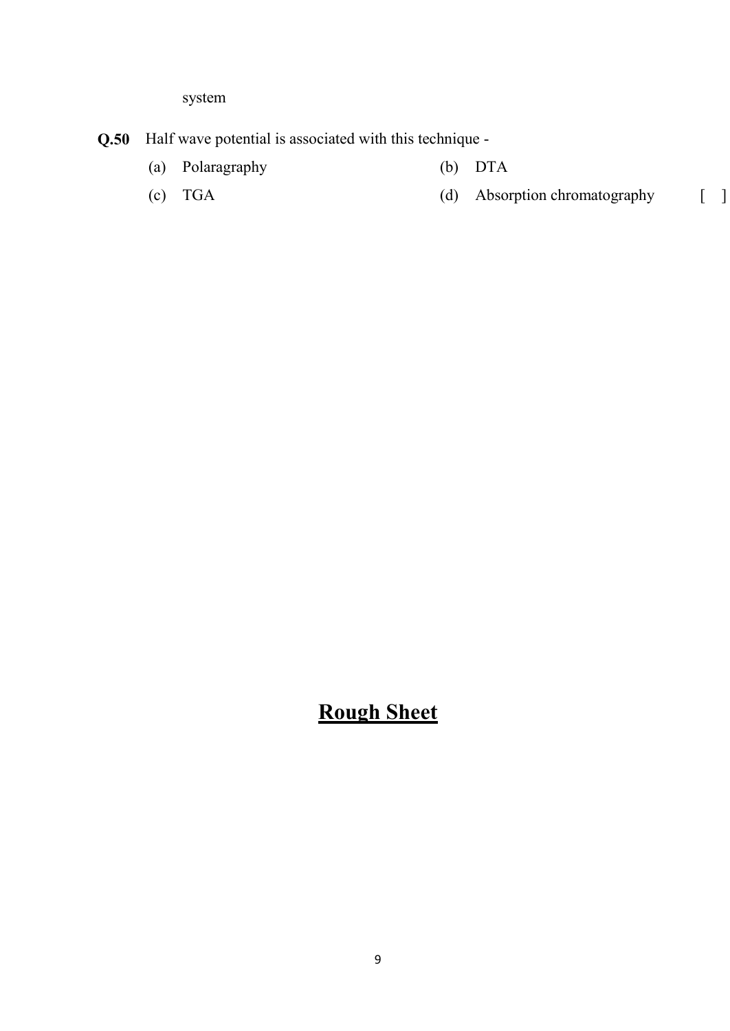system

**Q.50** Half wave potential is associated with this technique -

(a) Polaragraphy (b) DTA

(c) TGA (d) Absorption chromatography [ ]

## Rough Sheet